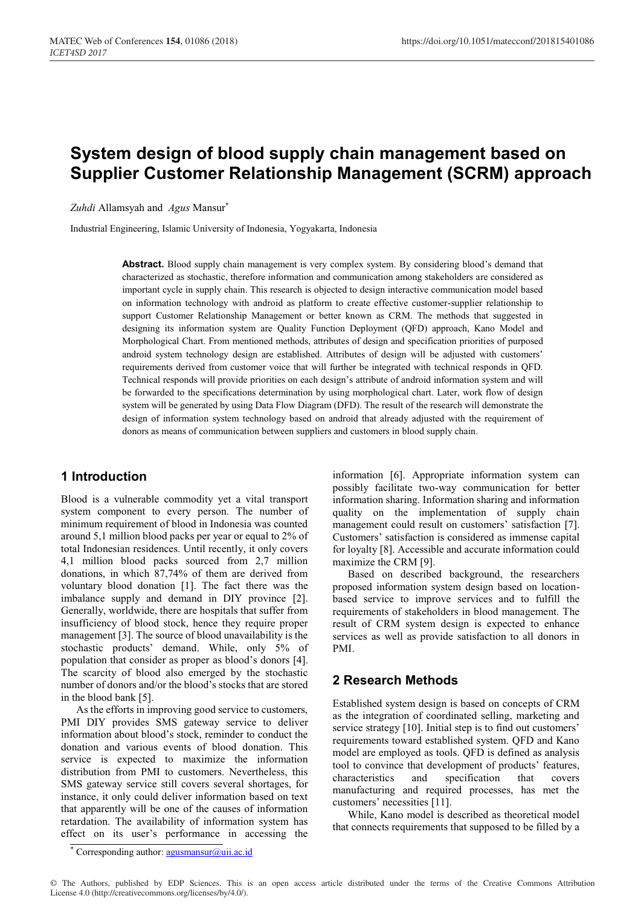# System design of blood supply chain management based on Supplier Customer Relationship Management (SCRM) approach

*Zuhdi* Allamsyah and *Agus* Mansur*

Industrial Engineering, Islamic University of Indonesia, Yogyakarta, Indonesia

**Abstract.** Blood supply chain management is very complex system. By considering blood's demand that characterized as stochastic, therefore information and communication among stakeholders are considered as important cycle in supply chain. This research is objected to design interactive communication model based on information technology with android as platform to create effective customer-supplier relationship to support Customer Relationship Management or better known as CRM. The methods that suggested in designing its information system are Quality Function Deployment (QFD) approach, Kano Model and Morphological Chart. From mentioned methods, attributes of design and specification priorities of purposed android system technology design are established. Attributes of design will be adjusted with customers' requirements derived from customer voice that will further be integrated with technical responds in QFD. Technical responds will provide priorities on each design's attribute of android information system and will be forwarded to the specifications determination by using morphological chart. Later, work flow of design system will be generated by using Data Flow Diagram (DFD). The result of the research will demonstrate the design of information system technology based on android that already adjusted with the requirement of donors as means of communication between suppliers and customers in blood supply chain.

## 1 Introduction

Blood is a vulnerable commodity yet a vital transport system component to every person. The number of minimum requirement of blood in Indonesia was counted around 5,1 million blood packs per year or equal to 2% of total Indonesian residences. Until recently, it only covers 4,1 million blood packs sourced from 2,7 million donations, in which 87,74% of them are derived from voluntary blood donation [1]. The fact there was the imbalance supply and demand in DIY province [2]. Generally, worldwide, there are hospitals that suffer from insufficiency of blood stock, hence they require proper management [3]. The source of blood unavailability is the stochastic products' demand. While, only 5% of population that consider as proper as blood's donors [4]. The scarcity of blood also emerged by the stochastic number of donors and/or the blood's stocks that are stored in the blood bank [5].

As the efforts in improving good service to customers, PMI DIY provides SMS gateway service to deliver information about blood's stock, reminder to conduct the donation and various events of blood donation. This service is expected to maximize the information distribution from PMI to customers. Nevertheless, this SMS gateway service still covers several shortages, for instance, it only could deliver information based on text that apparently will be one of the causes of information retardation. The availability of information system has effect on its user's performance in accessing the information [6]. Appropriate information system can possibly facilitate two-way communication for better information sharing. Information sharing and information quality on the implementation of supply chain management could result on customers' satisfaction [7]. Customers' satisfaction is considered as immense capital for loyalty [8]. Accessible and accurate information could maximize the CRM [9].

Based on described background, the researchers proposed information system design based on location-based service to improve services and to fulfill the requirements of stakeholders in blood management. The result of CRM system design is expected to enhance services as well as provide satisfaction to all donors in PMI.

## 2 Research Methods

Established system design is based on concepts of CRM as the integration of coordinated selling, marketing and service strategy [10]. Initial step is to find out customers' requirements toward established system. QFD and Kano model are employed as tools. QFD is defined as analysis tool to convince that development of products' features, characteristics and specification that covers manufacturing and required processes, has met the customers' necessities [11].

While, Kano model is described as theoretical model that connects requirements that supposed to be filled by a

* Corresponding author: agusmansur@uii.ac.id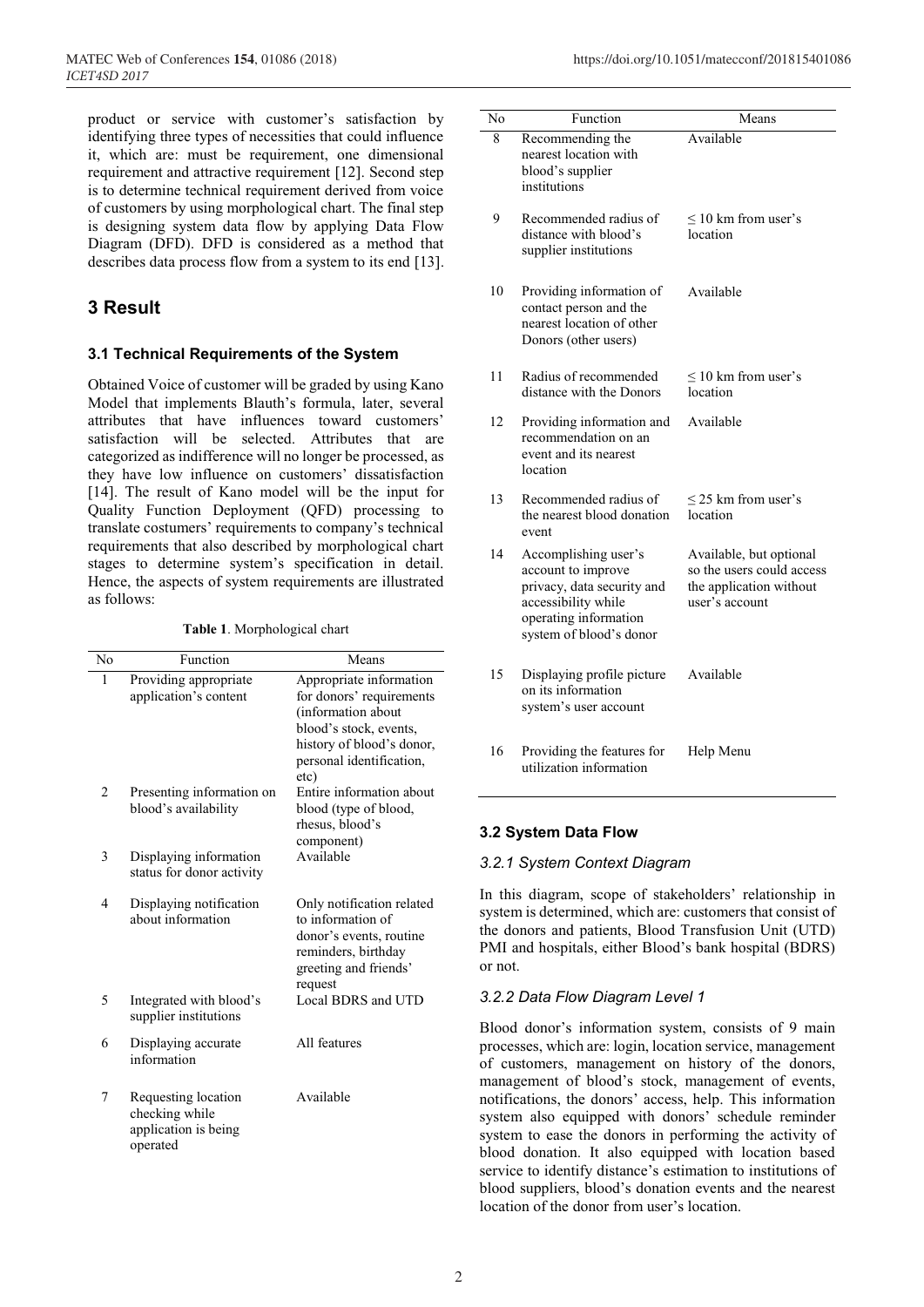product or service with customer's satisfaction by identifying three types of necessities that could influence it, which are: must be requirement, one dimensional requirement and attractive requirement [12]. Second step is to determine technical requirement derived from voice of customers by using morphological chart. The final step is designing system data flow by applying Data Flow Diagram (DFD). DFD is considered as a method that describes data process flow from a system to its end [13].

# 3 Result

## 3.1 Technical Requirements of the System

Obtained Voice of customer will be graded by using Kano Model that implements Blauth's formula, later, several attributes that have influences toward customers' satisfaction will be selected. Attributes that are categorized as indifference will no longer be processed, as they have low influence on customers' dissatisfaction [14]. The result of Kano model will be the input for Quality Function Deployment (QFD) processing to translate costumers' requirements to company's technical requirements that also described by morphological chart stages to determine system's specification in detail. Hence, the aspects of system requirements are illustrated as follows:

**Table 1**. Morphological chart

| No | Function | Means |
|---|---|---|
| 1 | Providing appropriate application's content | Appropriate information for donors' requirements (information about blood's stock, events, history of blood's donor, personal identification, etc) |
| 2 | Presenting information on blood's availability | Entire information about blood (type of blood, rhesus, blood's component) |
| 3 | Displaying information status for donor activity | Available |
| 4 | Displaying notification about information | Only notification related to information of donor's events, routine reminders, birthday greeting and friends' request |
| 5 | Integrated with blood's supplier institutions | Local BDRS and UTD |
| 6 | Displaying accurate information | All features |
| 7 | Requesting location checking while application is being operated | Available |
| 8 | Recommending the nearest location with blood's supplier institutions | Available |
| 9 | Recommended radius of distance with blood's supplier institutions | ≤ 10 km from user's location |
| 10 | Providing information of contact person and the nearest location of other Donors (other users) | Available |
| 11 | Radius of recommended distance with the Donors | ≤ 10 km from user's location |
| 12 | Providing information and recommendation on an event and its nearest location | Available |
| 13 | Recommended radius of the nearest blood donation event | ≤ 25 km from user's location |
| 14 | Accomplishing user's account to improve privacy, data security and accessibility while operating information system of blood's donor | Available, but optional so the users could access the application without user's account |
| 15 | Displaying profile picture on its information system's user account | Available |
| 16 | Providing the features for utilization information | Help Menu |

## 3.2 System Data Flow

### *3.2.1 System Context Diagram*

In this diagram, scope of stakeholders' relationship in system is determined, which are: customers that consist of the donors and patients, Blood Transfusion Unit (UTD) PMI and hospitals, either Blood's bank hospital (BDRS) or not.

### *3.2.2 Data Flow Diagram Level 1*

Blood donor's information system, consists of 9 main processes, which are: login, location service, management of customers, management on history of the donors, management of blood's stock, management of events, notifications, the donors' access, help. This information system also equipped with donors' schedule reminder system to ease the donors in performing the activity of blood donation. It also equipped with location based service to identify distance's estimation to institutions of blood suppliers, blood's donation events and the nearest location of the donor from user's location.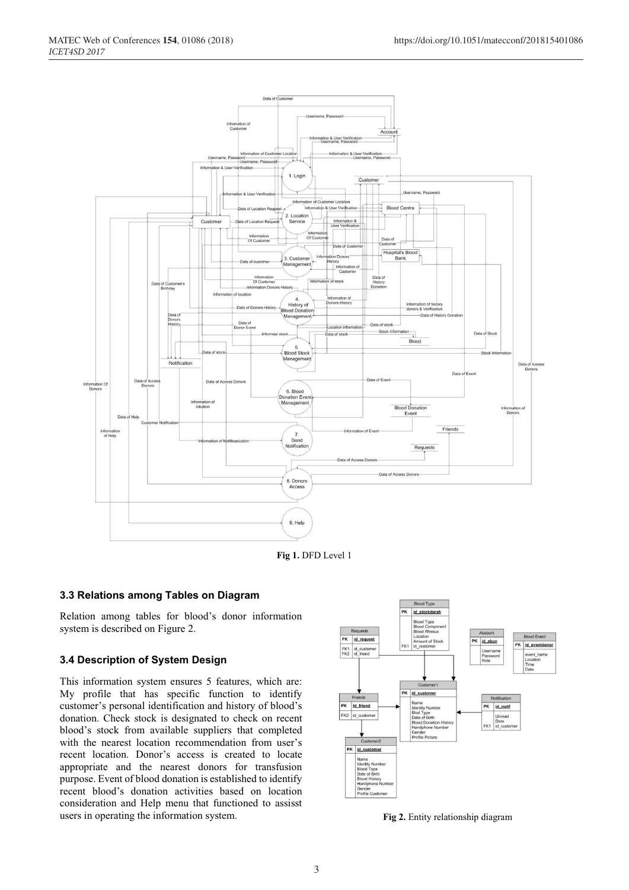**Fig 1.** DFD Level 1

### 3.3 Relations among Tables on Diagram

Relation among tables for blood's donor information system is described on Figure 2.

### 3.4 Description of System Design

This information system ensures 5 features, which are: My profile that has specific function to identify customer's personal identification and history of blood's donation. Check stock is designated to check on recent blood's stock from available suppliers that completed with the nearest location recommendation from user's recent location. Donor's access is created to locate appropriate and the nearest donors for transfusion purpose. Event of blood donation is established to identify recent blood's donation activities based on location consideration and Help menu that functioned to assisst users in operating the information system.

**Fig 2.** Entity relationship diagram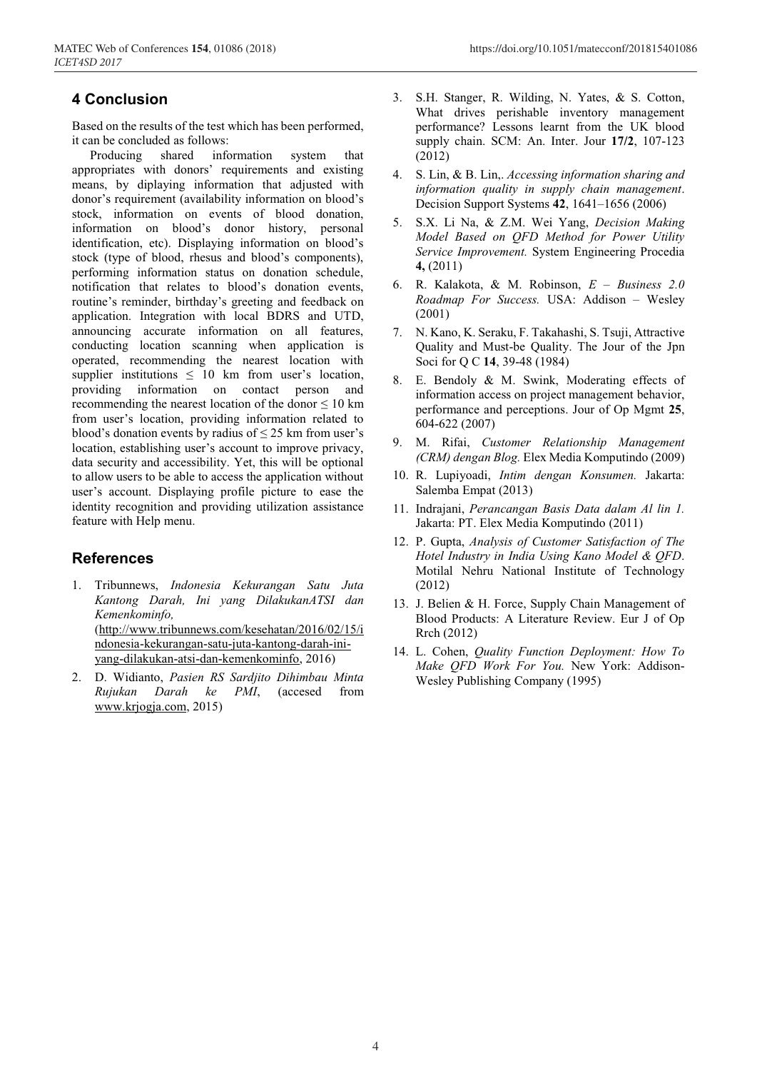## 4 Conclusion

Based on the results of the test which has been performed, it can be concluded as follows:

Producing shared information system that appropriates with donors' requirements and existing means, by diplaying information that adjusted with donor's requirement (availability information on blood's stock, information on events of blood donation, information on blood's donor history, personal identification, etc). Displaying information on blood's stock (type of blood, rhesus and blood's components), performing information status on donation schedule, notification that relates to blood's donation events, routine's reminder, birthday's greeting and feedback on application. Integration with local BDRS and UTD, announcing accurate information on all features, conducting location scanning when application is operated, recommending the nearest location with supplier institutions $\leq$ 10 km from user's location, providing information on contact person and recommending the nearest location of the donor $\leq$ 10 km from user's location, providing information related to blood's donation events by radius of $\leq$ 25 km from user's location, establishing user's account to improve privacy, data security and accessibility. Yet, this will be optional to allow users to be able to access the application without user's account. Displaying profile picture to ease the identity recognition and providing utilization assistance feature with Help menu.

## References

1. Tribunnews, *Indonesia Kekurangan Satu Juta Kantong Darah, Ini yang DilakukanATSI dan Kemenkominfo,* (http://www.tribunnews.com/kesehatan/2016/02/15/indonesia-kekurangan-satu-juta-kantong-darah-ini-yang-dilakukan-atsi-dan-kemenkominfo, 2016)
2. D. Widianto, *Pasien RS Sardjito Dihimbau Minta Rujukan Darah ke PMI*, (accesed from www.krjogja.com, 2015)
3. S.H. Stanger, R. Wilding, N. Yates, & S. Cotton, What drives perishable inventory management performance? Lessons learnt from the UK blood supply chain. SCM: An. Inter. Jour **17/2**, 107-123 (2012)
4. S. Lin, & B. Lin,. *Accessing information sharing and information quality in supply chain management*. Decision Support Systems **42**, 1641–1656 (2006)
5. S.X. Li Na, & Z.M. Wei Yang, *Decision Making Model Based on QFD Method for Power Utility Service Improvement.* System Engineering Procedia **4,** (2011)
6. R. Kalakota, & M. Robinson, *E – Business 2.0 Roadmap For Success.* USA: Addison – Wesley (2001)
7. N. Kano, K. Seraku, F. Takahashi, S. Tsuji, Attractive Quality and Must-be Quality. The Jour of the Jpn Soci for Q C **14**, 39-48 (1984)
8. E. Bendoly & M. Swink, Moderating effects of information access on project management behavior, performance and perceptions. Jour of Op Mgmt **25**, 604-622 (2007)
9. M. Rifai, *Customer Relationship Management (CRM) dengan Blog.* Elex Media Komputindo (2009)
10. R. Lupiyoadi, *Intim dengan Konsumen.* Jakarta: Salemba Empat (2013)
11. Indrajani, *Perancangan Basis Data dalam Al lin 1.* Jakarta: PT. Elex Media Komputindo (2011)
12. P. Gupta, *Analysis of Customer Satisfaction of The Hotel Industry in India Using Kano Model & QFD*. Motilal Nehru National Institute of Technology (2012)
13. J. Belien & H. Force, Supply Chain Management of Blood Products: A Literature Review. Eur J of Op Rrch (2012)
14. L. Cohen, *Quality Function Deployment: How To Make QFD Work For You.* New York: Addison-Wesley Publishing Company (1995)